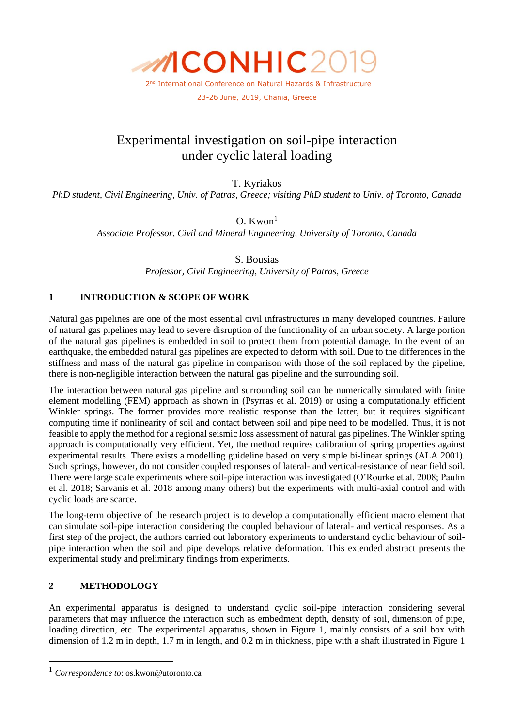ICONHIC2019

2nd International Conference on Natural Hazards & Infrastructure

23-26 June, 2019, Chania, Greece

# Experimental investigation on soil-pipe interaction under cyclic lateral loading

T. Kyriakos

*PhD student, Civil Engineering, Univ. of Patras, Greece; visiting PhD student to Univ. of Toronto, Canada*

O. Kwon[1]

*Associate Professor, Civil and Mineral Engineering, University of Toronto, Canada*

S. Bousias

*Professor, Civil Engineering, University of Patras, Greece*

## 1 INTRODUCTION & SCOPE OF WORK

Natural gas pipelines are one of the most essential civil infrastructures in many developed countries. Failure of natural gas pipelines may lead to severe disruption of the functionality of an urban society. A large portion of the natural gas pipelines is embedded in soil to protect them from potential damage. In the event of an earthquake, the embedded natural gas pipelines are expected to deform with soil. Due to the differences in the stiffness and mass of the natural gas pipeline in comparison with those of the soil replaced by the pipeline, there is non-negligible interaction between the natural gas pipeline and the surrounding soil.

The interaction between natural gas pipeline and surrounding soil can be numerically simulated with finite element modelling (FEM) approach as shown in (Psyrras et al. 2019) or using a computationally efficient Winkler springs. The former provides more realistic response than the latter, but it requires significant computing time if nonlinearity of soil and contact between soil and pipe need to be modelled. Thus, it is not feasible to apply the method for a regional seismic loss assessment of natural gas pipelines. The Winkler spring approach is computationally very efficient. Yet, the method requires calibration of spring properties against experimental results. There exists a modelling guideline based on very simple bi-linear springs (ALA 2001). Such springs, however, do not consider coupled responses of lateral- and vertical-resistance of near field soil. There were large scale experiments where soil-pipe interaction was investigated (O'Rourke et al. 2008; Paulin et al. 2018; Sarvanis et al. 2018 among many others) but the experiments with multi-axial control and with cyclic loads are scarce.

The long-term objective of the research project is to develop a computationally efficient macro element that can simulate soil-pipe interaction considering the coupled behaviour of lateral- and vertical responses. As a first step of the project, the authors carried out laboratory experiments to understand cyclic behaviour of soil-pipe interaction when the soil and pipe develops relative deformation. This extended abstract presents the experimental study and preliminary findings from experiments.

## 2 METHODOLOGY

An experimental apparatus is designed to understand cyclic soil-pipe interaction considering several parameters that may influence the interaction such as embedment depth, density of soil, dimension of pipe, loading direction, etc. The experimental apparatus, shown in Figure 1, mainly consists of a soil box with dimension of 1.2 m in depth, 1.7 m in length, and 0.2 m in thickness, pipe with a shaft illustrated in Figure 1

---

[1] *Correspondence to*: os.kwon@utoronto.ca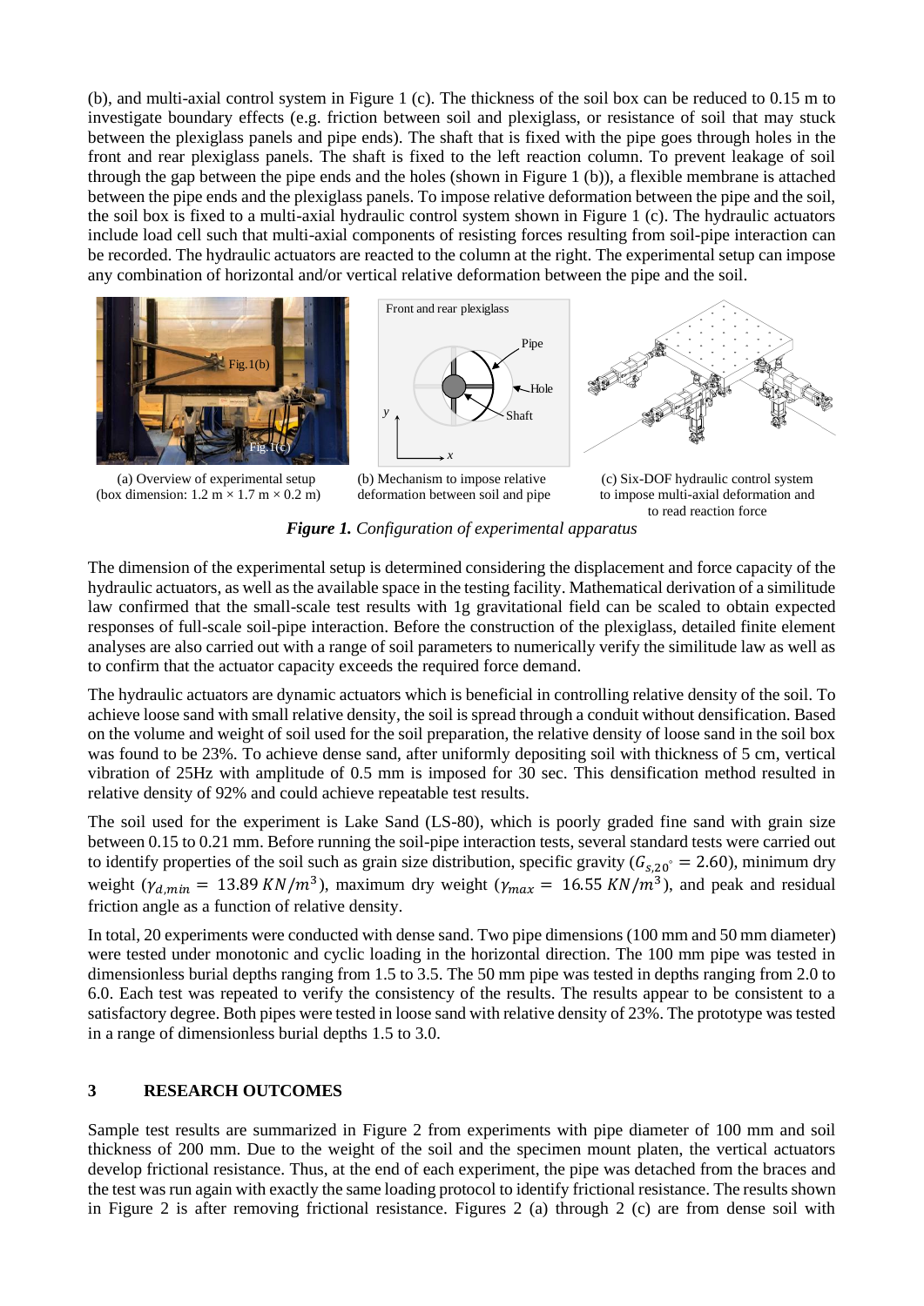(b), and multi-axial control system in Figure 1 (c). The thickness of the soil box can be reduced to 0.15 m to investigate boundary effects (e.g. friction between soil and plexiglass, or resistance of soil that may stuck between the plexiglass panels and pipe ends). The shaft that is fixed with the pipe goes through holes in the front and rear plexiglass panels. The shaft is fixed to the left reaction column. To prevent leakage of soil through the gap between the pipe ends and the holes (shown in Figure 1 (b)), a flexible membrane is attached between the pipe ends and the plexiglass panels. To impose relative deformation between the pipe and the soil, the soil box is fixed to a multi-axial hydraulic control system shown in Figure 1 (c). The hydraulic actuators include load cell such that multi-axial components of resisting forces resulting from soil-pipe interaction can be recorded. The hydraulic actuators are reacted to the column at the right. The experimental setup can impose any combination of horizontal and/or vertical relative deformation between the pipe and the soil.

Fig.1(b)

Fig.1(c)

(a) Overview of experimental setup (box dimension: 1.2 m × 1.7 m × 0.2 m)

Front and rear plexiglass

Pipe

Hole

Shaft

$y$

$x$

(b) Mechanism to impose relative deformation between soil and pipe

(c) Six-DOF hydraulic control system to impose multi-axial deformation and to read reaction force

***Figure 1.*** *Configuration of experimental apparatus*

The dimension of the experimental setup is determined considering the displacement and force capacity of the hydraulic actuators, as well as the available space in the testing facility. Mathematical derivation of a similitude law confirmed that the small-scale test results with 1g gravitational field can be scaled to obtain expected responses of full-scale soil-pipe interaction. Before the construction of the plexiglass, detailed finite element analyses are also carried out with a range of soil parameters to numerically verify the similitude law as well as to confirm that the actuator capacity exceeds the required force demand.

The hydraulic actuators are dynamic actuators which is beneficial in controlling relative density of the soil. To achieve loose sand with small relative density, the soil is spread through a conduit without densification. Based on the volume and weight of soil used for the soil preparation, the relative density of loose sand in the soil box was found to be 23%. To achieve dense sand, after uniformly depositing soil with thickness of 5 cm, vertical vibration of 25Hz with amplitude of 0.5 mm is imposed for 30 sec. This densification method resulted in relative density of 92% and could achieve repeatable test results.

The soil used for the experiment is Lake Sand (LS-80), which is poorly graded fine sand with grain size between 0.15 to 0.21 mm. Before running the soil-pipe interaction tests, several standard tests were carried out to identify properties of the soil such as grain size distribution, specific gravity ($G_{s,20^{\circ}} = 2.60$), minimum dry weight ($\gamma_{d,min} = 13.89\ KN/m^3$), maximum dry weight ($\gamma_{max} = 16.55\ KN/m^3$), and peak and residual friction angle as a function of relative density.

In total, 20 experiments were conducted with dense sand. Two pipe dimensions (100 mm and 50 mm diameter) were tested under monotonic and cyclic loading in the horizontal direction. The 100 mm pipe was tested in dimensionless burial depths ranging from 1.5 to 3.5. The 50 mm pipe was tested in depths ranging from 2.0 to 6.0. Each test was repeated to verify the consistency of the results. The results appear to be consistent to a satisfactory degree. Both pipes were tested in loose sand with relative density of 23%. The prototype was tested in a range of dimensionless burial depths 1.5 to 3.0.

## 3 RESEARCH OUTCOMES

Sample test results are summarized in Figure 2 from experiments with pipe diameter of 100 mm and soil thickness of 200 mm. Due to the weight of the soil and the specimen mount platen, the vertical actuators develop frictional resistance. Thus, at the end of each experiment, the pipe was detached from the braces and the test was run again with exactly the same loading protocol to identify frictional resistance. The results shown in Figure 2 is after removing frictional resistance. Figures 2 (a) through 2 (c) are from dense soil with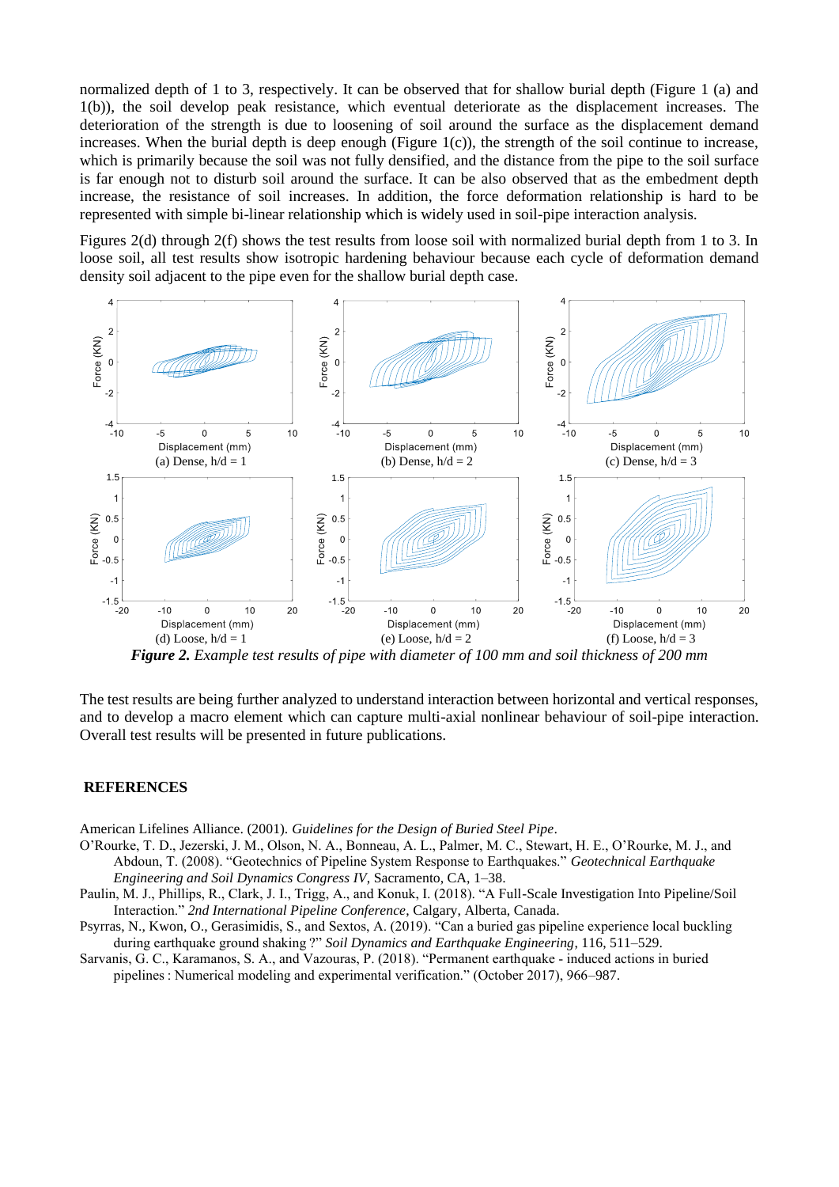normalized depth of 1 to 3, respectively. It can be observed that for shallow burial depth (Figure 1 (a) and 1(b)), the soil develop peak resistance, which eventual deteriorate as the displacement increases. The deterioration of the strength is due to loosening of soil around the surface as the displacement demand increases. When the burial depth is deep enough (Figure 1(c)), the strength of the soil continue to increase, which is primarily because the soil was not fully densified, and the distance from the pipe to the soil surface is far enough not to disturb soil around the surface. It can be also observed that as the embedment depth increase, the resistance of soil increases. In addition, the force deformation relationship is hard to be represented with simple bi-linear relationship which is widely used in soil-pipe interaction analysis.

Figures 2(d) through 2(f) shows the test results from loose soil with normalized burial depth from 1 to 3. In loose soil, all test results show isotropic hardening behaviour because each cycle of deformation demand density soil adjacent to the pipe even for the shallow burial depth case.

Force (KN)
Displacement (mm)
(a) Dense, h/d = 1
(b) Dense, h/d = 2
(c) Dense, h/d = 3
(d) Loose, h/d = 1
(e) Loose, h/d = 2
(f) Loose, h/d = 3

***Figure 2.*** *Example test results of pipe with diameter of 100 mm and soil thickness of 200 mm*

The test results are being further analyzed to understand interaction between horizontal and vertical responses, and to develop a macro element which can capture multi-axial nonlinear behaviour of soil-pipe interaction. Overall test results will be presented in future publications.

## REFERENCES

American Lifelines Alliance. (2001). *Guidelines for the Design of Buried Steel Pipe*.

O'Rourke, T. D., Jezerski, J. M., Olson, N. A., Bonneau, A. L., Palmer, M. C., Stewart, H. E., O'Rourke, M. J., and Abdoun, T. (2008). "Geotechnics of Pipeline System Response to Earthquakes." *Geotechnical Earthquake Engineering and Soil Dynamics Congress IV*, Sacramento, CA, 1–38.

Paulin, M. J., Phillips, R., Clark, J. I., Trigg, A., and Konuk, I. (2018). "A Full-Scale Investigation Into Pipeline/Soil Interaction." *2nd International Pipeline Conference*, Calgary, Alberta, Canada.

Psyrras, N., Kwon, O., Gerasimidis, S., and Sextos, A. (2019). "Can a buried gas pipeline experience local buckling during earthquake ground shaking ?" *Soil Dynamics and Earthquake Engineering*, 116, 511–529.

Sarvanis, G. C., Karamanos, S. A., and Vazouras, P. (2018). "Permanent earthquake - induced actions in buried pipelines : Numerical modeling and experimental verification." (October 2017), 966–987.